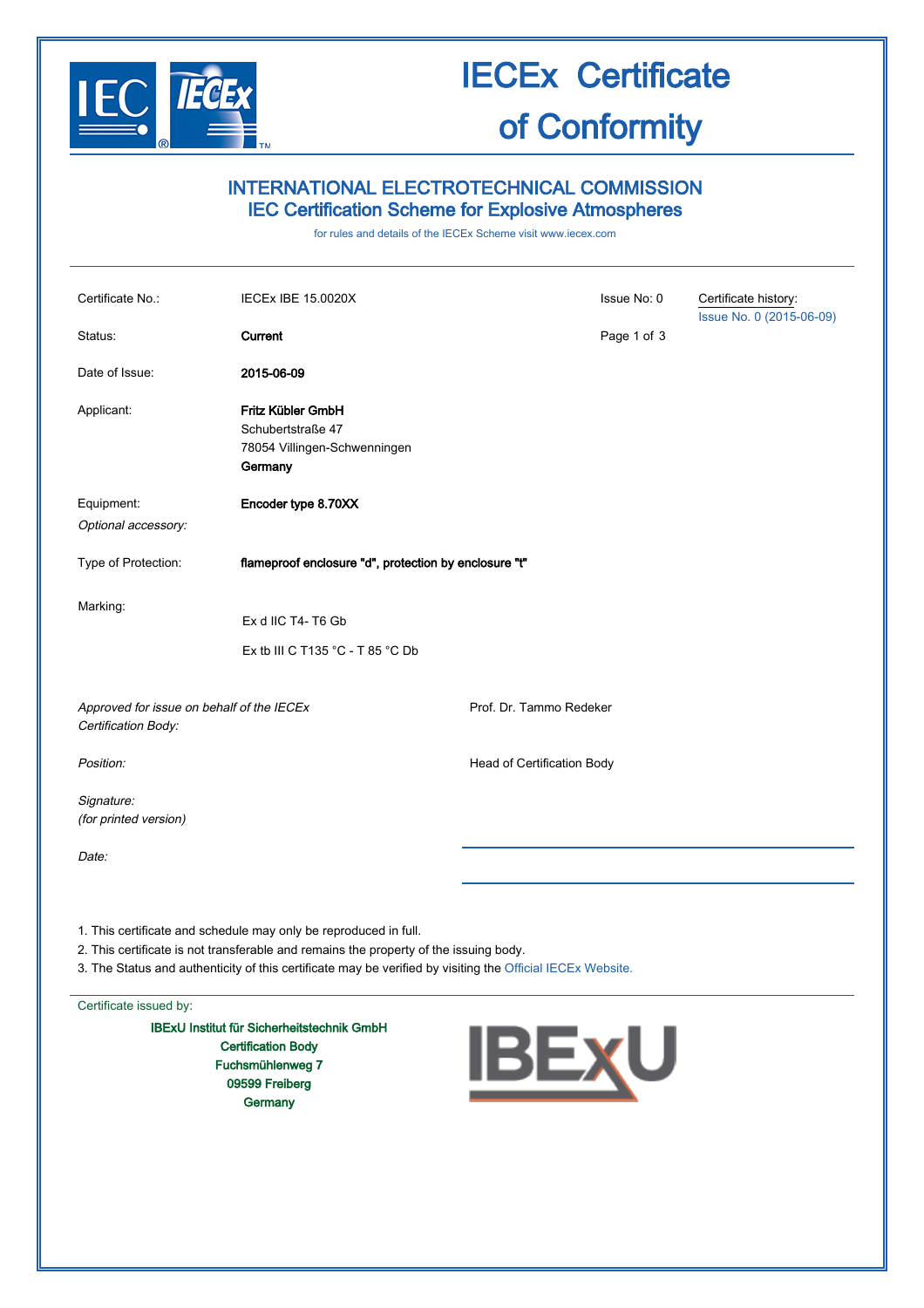# IECEx Certificate of Conformity

## INTERNATIONAL ELECTROTECHNICAL COMMISSION
## IEC Certification Scheme for Explosive Atmospheres

for rules and details of the IECEx Scheme visit www.iecex.com

| | | | |
|---|---|---|---|
| Certificate No.: | IECEx IBE 15.0020X | Issue No: 0 | Certificate history: Issue No. 0 (2015-06-09) |
| Status: | **Current** | | |
| Date of Issue: | **2015-06-09** | | |
| Applicant: | **Fritz Kübler GmbH**<br>Schubertstraße 47<br>78054 Villingen-Schwenningen<br>**Germany** | | |
| Equipment:<br>*Optional accessory:* | **Encoder type 8.70XX** | | |
| Type of Protection: | **flameproof enclosure "d", protection by enclosure "t"** | | |
| Marking: | Ex d IIC T4- T6 Gb<br>Ex tb III C T135 °C - T 85 °C Db | | |

*Approved for issue on behalf of the IECEx Certification Body:* Prof. Dr. Tammo Redeker

*Position:* Head of Certification Body

*Signature:*
*(for printed version)*

*Date:*

1. This certificate and schedule may only be reproduced in full.
2. This certificate is not transferable and remains the property of the issuing body.
3. The Status and authenticity of this certificate may be verified by visiting the Official IECEx Website.

Certificate issued by:

**IBExU Institut für Sicherheitstechnik GmbH**
**Certification Body**
**Fuchsmühlenweg 7**
**09599 Freiberg**
**Germany**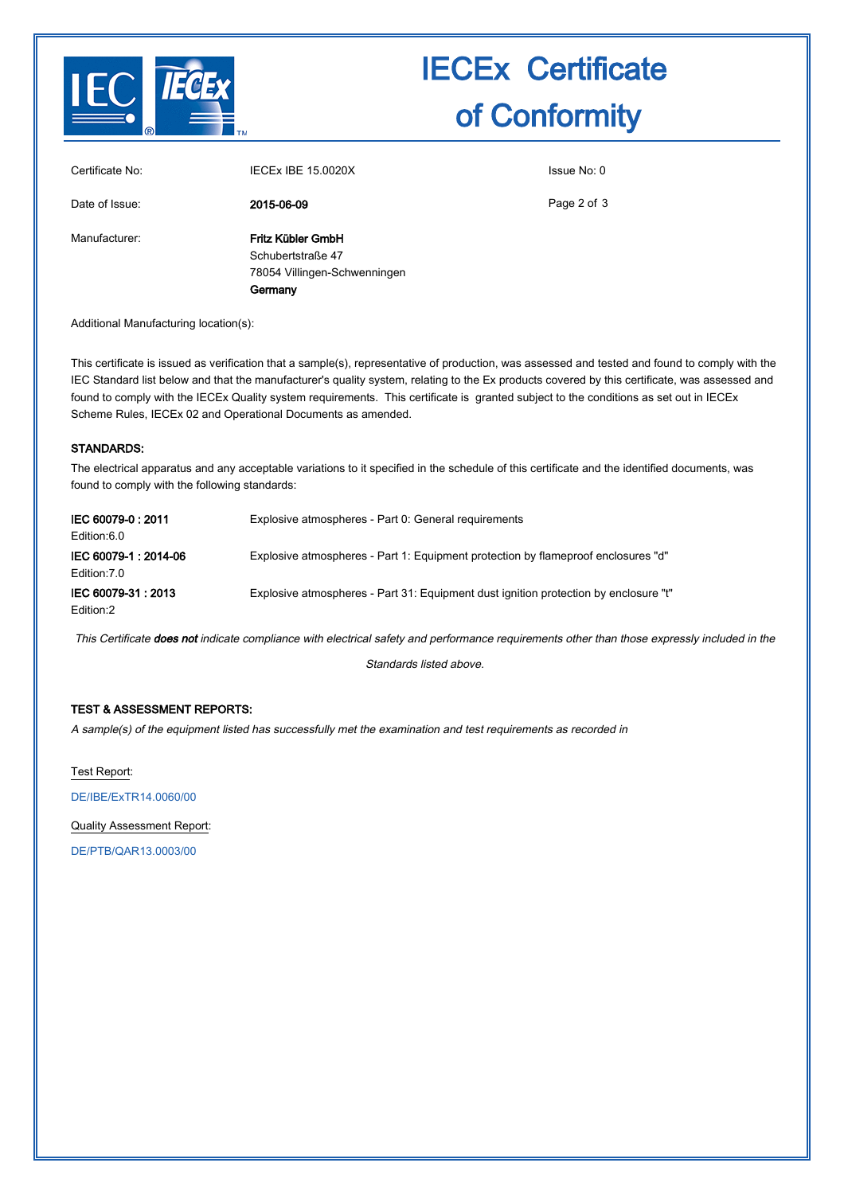# IECEx Certificate of Conformity

| | | |
|---|---|---|
| Certificate No: | IECEx IBE 15.0020X | Issue No: 0 |
| Date of Issue: | **2015-06-09** | |
| Manufacturer: | **Fritz Kübler GmbH**<br>Schubertstraße 47<br>78054 Villingen-Schwenningen<br>**Germany** | |

Additional Manufacturing location(s):

This certificate is issued as verification that a sample(s), representative of production, was assessed and tested and found to comply with the IEC Standard list below and that the manufacturer's quality system, relating to the Ex products covered by this certificate, was assessed and found to comply with the IECEx Quality system requirements. This certificate is granted subject to the conditions as set out in IECEx Scheme Rules, IECEx 02 and Operational Documents as amended.

## STANDARDS:

The electrical apparatus and any acceptable variations to it specified in the schedule of this certificate and the identified documents, was found to comply with the following standards:

| | |
|---|---|
| **IEC 60079-0 : 2011**<br>Edition:6.0 | Explosive atmospheres - Part 0: General requirements |
| **IEC 60079-1 : 2014-06**<br>Edition:7.0 | Explosive atmospheres - Part 1: Equipment protection by flameproof enclosures "d" |
| **IEC 60079-31 : 2013**<br>Edition:2 | Explosive atmospheres - Part 31: Equipment dust ignition protection by enclosure "t" |

*This Certificate **does not** indicate compliance with electrical safety and performance requirements other than those expressly included in the Standards listed above.*

## TEST & ASSESSMENT REPORTS:

*A sample(s) of the equipment listed has successfully met the examination and test requirements as recorded in*

Test Report:

DE/IBE/ExTR14.0060/00

Quality Assessment Report:

DE/PTB/QAR13.0003/00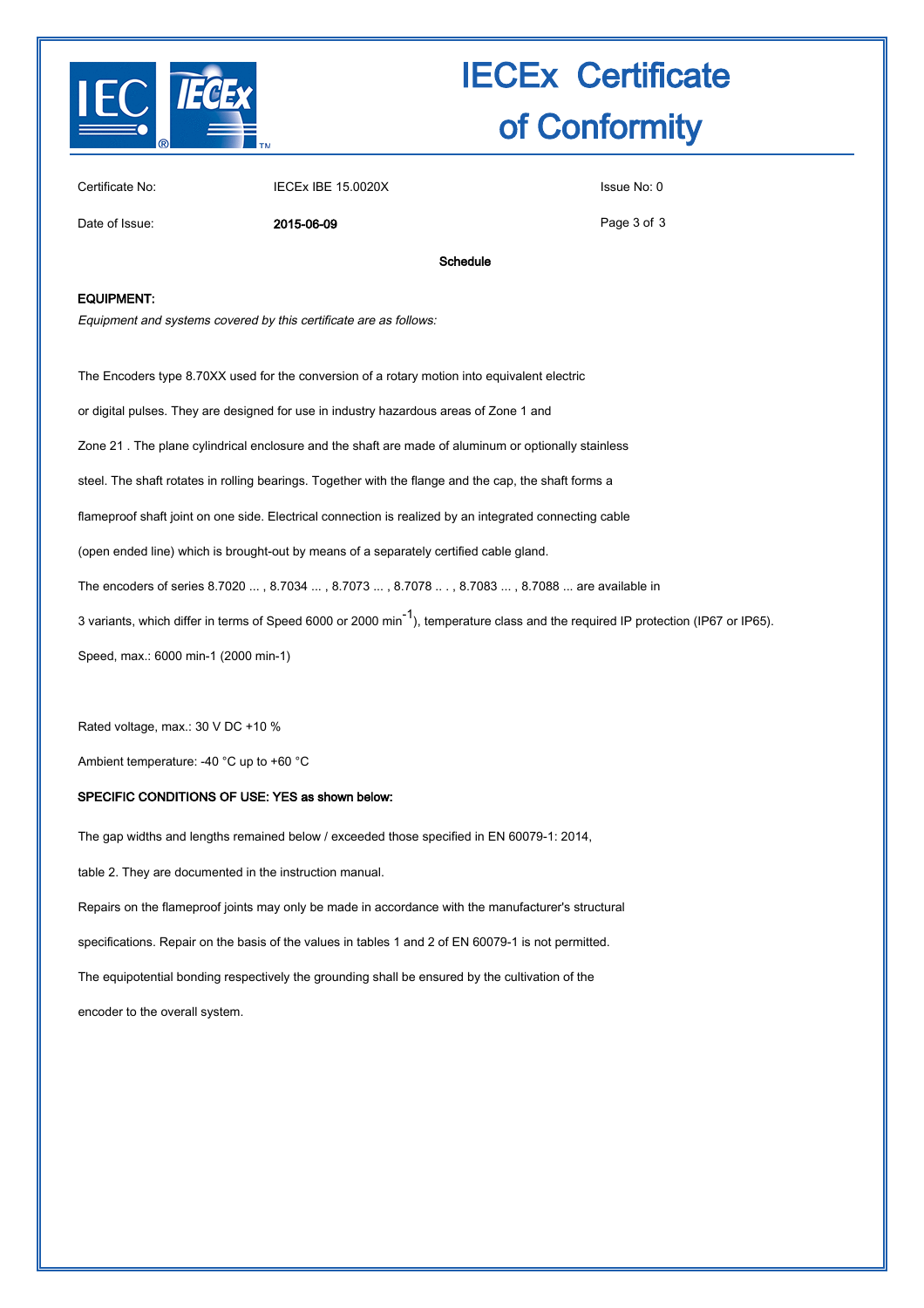# IECEx Certificate of Conformity

| | | |
|---|---|---|
| Certificate No: | IECEx IBE 15.0020X | Issue No: 0 |
| Date of Issue: | **2015-06-09** | |

**Schedule**

**EQUIPMENT:**

*Equipment and systems covered by this certificate are as follows:*

The Encoders type 8.70XX used for the conversion of a rotary motion into equivalent electric or digital pulses. They are designed for use in industry hazardous areas of Zone 1 and Zone 21 . The plane cylindrical enclosure and the shaft are made of aluminum or optionally stainless steel. The shaft rotates in rolling bearings. Together with the flange and the cap, the shaft forms a flameproof shaft joint on one side. Electrical connection is realized by an integrated connecting cable (open ended line) which is brought-out by means of a separately certified cable gland.

The encoders of series 8.7020 ... , 8.7034 ... , 8.7073 ... , 8.7078 .. . , 8.7083 ... , 8.7088 ... are available in 3 variants, which differ in terms of Speed 6000 or 2000 min$^{-1}$), temperature class and the required IP protection (IP67 or IP65).

Speed, max.: 6000 min-1 (2000 min-1)

Rated voltage, max.: 30 V DC +10 %

Ambient temperature: -40 °C up to +60 °C

**SPECIFIC CONDITIONS OF USE: YES as shown below:**

The gap widths and lengths remained below / exceeded those specified in EN 60079-1: 2014, table 2. They are documented in the instruction manual.

Repairs on the flameproof joints may only be made in accordance with the manufacturer's structural specifications. Repair on the basis of the values in tables 1 and 2 of EN 60079-1 is not permitted.

The equipotential bonding respectively the grounding shall be ensured by the cultivation of the encoder to the overall system.